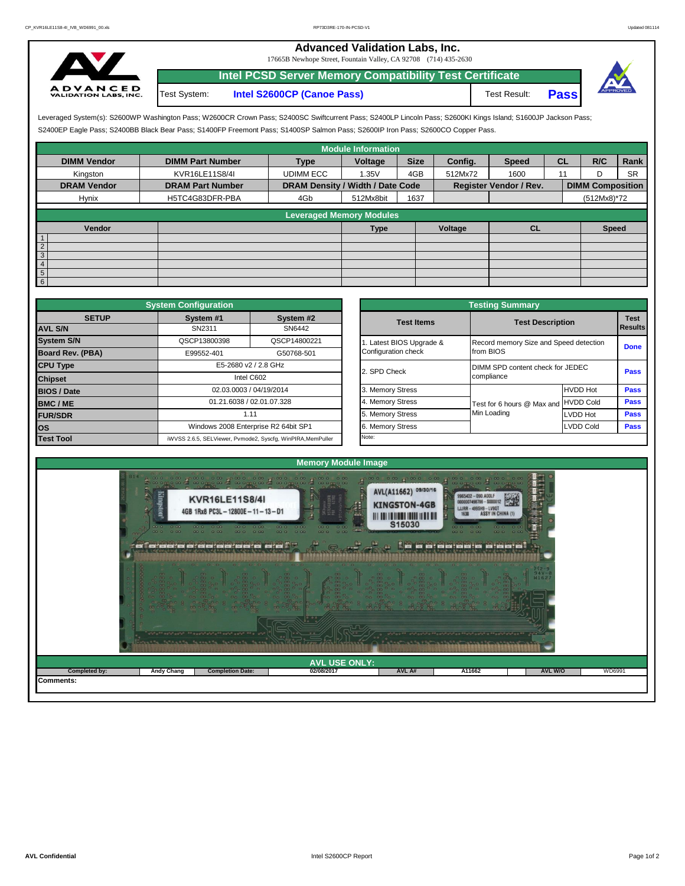# Advanced Validation Labs, Inc.

17665B Newhope Street, Fountain Valley, CA 92708 (714) 435-2630

## Intel PCSD Server Memory Compatibility Test Certificate

Test System: **Intel S2600CP (Canoe Pass)**

Test Result: **Pass**

Leveraged System(s): S2600WP Washington Pass; W2600CR Crown Pass; S2400SC Swiftcurrent Pass; S2400LP Lincoln Pass; S2600KI Kings Island; S1600JP Jackson Pass; S2400EP Eagle Pass; S2400BB Black Bear Pass; S1400FP Freemont Pass; S1400SP Salmon Pass; S2600IP Iron Pass; S2600CO Copper Pass.

### Module Information

| DIMM Vendor | DIMM Part Number | Type | Voltage | Size | Config. | Speed | CL | R/C | Rank |
|---|---|---|---|---|---|---|---|---|---|
| Kingston | KVR16LE11S8/4I | UDIMM ECC | 1.35V | 4GB | 512Mx72 | 1600 | 11 | D | SR |
| **DRAM Vendor** | **DRAM Part Number** | **DRAM Density / Width / Date Code** | | | **Register Vendor / Rev.** | | | **DIMM Composition** | |
| Hynix | H5TC4G83DFR-PBA | 4Gb | 512Mx8bit | 1637 | | | | (512Mx8)*72 | |

### Leveraged Memory Modules

| | Vendor | | Type | Voltage | CL | Speed |
|---|---|---|---|---|---|---|
| 1 | | | | | | |
| 2 | | | | | | |
| 3 | | | | | | |
| 4 | | | | | | |
| 5 | | | | | | |
| 6 | | | | | | |

### System Configuration

| SETUP | System #1 | System #2 |
|---|---|---|
| AVL S/N | SN2311 | SN6442 |
| System S/N | QSCP13800398 | QSCP14800221 |
| Board Rev. (PBA) | E99552-401 | G50768-501 |
| CPU Type | E5-2680 v2 / 2.8 GHz | |
| Chipset | Intel C602 | |
| BIOS / Date | 02.03.0003 / 04/19/2014 | |
| BMC / ME | 01.21.6038 / 02.01.07.328 | |
| FUR/SDR | 1.11 | |
| OS | Windows 2008 Enterprise R2 64bit SP1 | |
| Test Tool | iWVSS 2.6.5, SELViewer, Pvmode2, Syscfg, WinPIRA,MemPuller | |

### Testing Summary

| Test Items | Test Description | | Test Results |
|---|---|---|---|
| 1. Latest BIOS Upgrade & Configuration check | Record memory Size and Speed detection from BIOS | | Done |
| 2. SPD Check | DIMM SPD content check for JEDEC compliance | | Pass |
| 3. Memory Stress | Test for 6 hours @ Max and Min Loading | HVDD Hot | Pass |
| 4. Memory Stress | | HVDD Cold | Pass |
| 5. Memory Stress | | LVDD Hot | Pass |
| 6. Memory Stress | | LVDD Cold | Pass |
| Note: | | | |

### Memory Module Image

### AVL USE ONLY:

| Completed by: | Andy Chang | Completion Date: | 02/08/2017 | AVL A# | A11662 | AVL W/O | WD6991 |
|---|---|---|---|---|---|---|---|

Comments: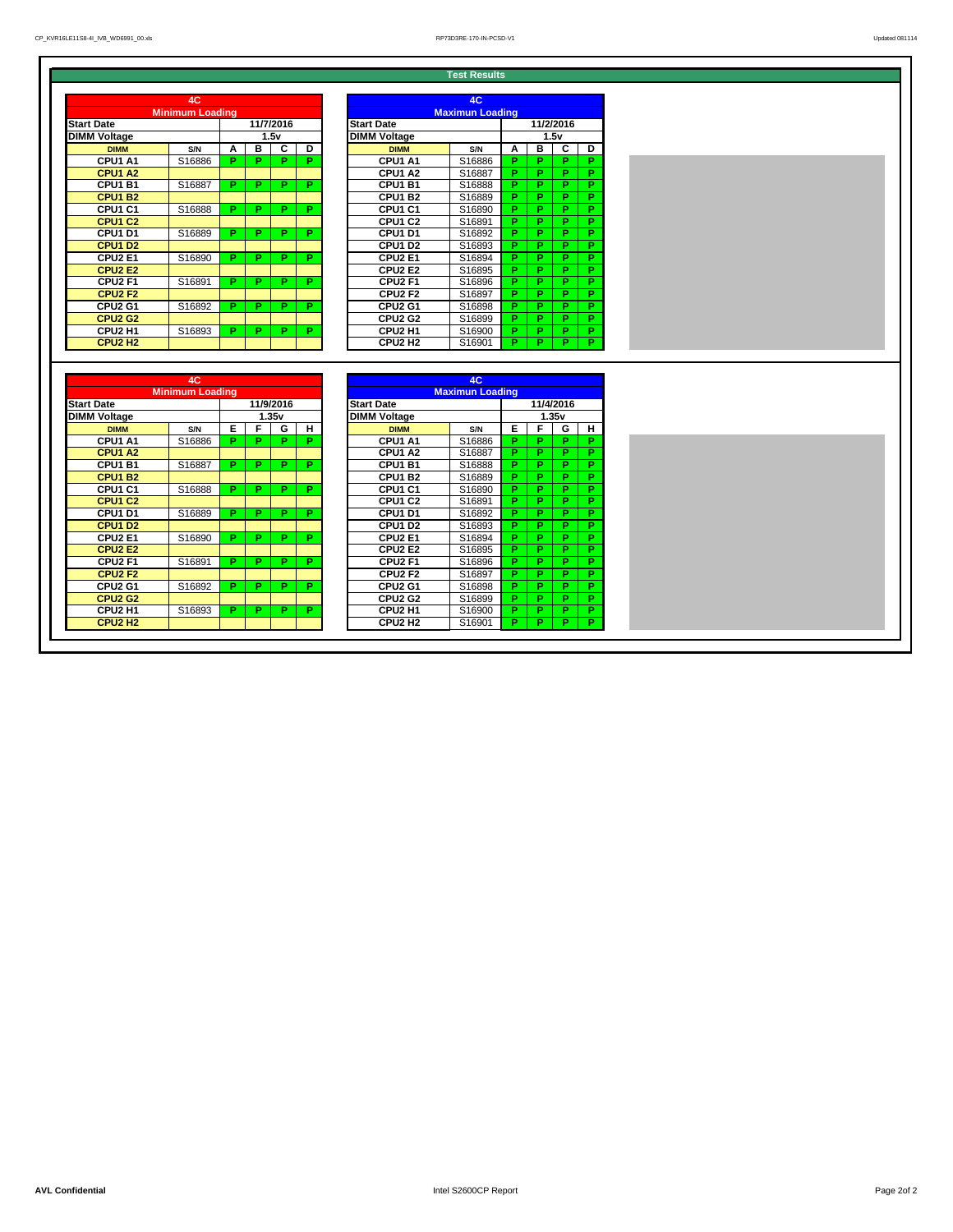## Test Results

| 4C Minimum Loading | | | | | |
|---|---|---|---|---|---|
| Start Date | | 11/7/2016 | | | |
| DIMM Voltage | | 1.5v | | | |
| DIMM | S/N | A | B | C | D |
| CPU1 A1 | S16886 | P | P | P | P |
| CPU1 A2 | | | | | |
| CPU1 B1 | S16887 | P | P | P | P |
| CPU1 B2 | | | | | |
| CPU1 C1 | S16888 | P | P | P | P |
| CPU1 C2 | | | | | |
| CPU1 D1 | S16889 | P | P | P | P |
| CPU1 D2 | | | | | |
| CPU2 E1 | S16890 | P | P | P | P |
| CPU2 E2 | | | | | |
| CPU2 F1 | S16891 | P | P | P | P |
| CPU2 F2 | | | | | |
| CPU2 G1 | S16892 | P | P | P | P |
| CPU2 G2 | | | | | |
| CPU2 H1 | S16893 | P | P | P | P |
| CPU2 H2 | | | | | |

| 4C Maximun Loading | | | | | |
|---|---|---|---|---|---|
| Start Date | | 11/2/2016 | | | |
| DIMM Voltage | | 1.5v | | | |
| DIMM | S/N | A | B | C | D |
| CPU1 A1 | S16886 | P | P | P | P |
| CPU1 A2 | S16887 | P | P | P | P |
| CPU1 B1 | S16888 | P | P | P | P |
| CPU1 B2 | S16889 | P | P | P | P |
| CPU1 C1 | S16890 | P | P | P | P |
| CPU1 C2 | S16891 | P | P | P | P |
| CPU1 D1 | S16892 | P | P | P | P |
| CPU1 D2 | S16893 | P | P | P | P |
| CPU2 E1 | S16894 | P | P | P | P |
| CPU2 E2 | S16895 | P | P | P | P |
| CPU2 F1 | S16896 | P | P | P | P |
| CPU2 F2 | S16897 | P | P | P | P |
| CPU2 G1 | S16898 | P | P | P | P |
| CPU2 G2 | S16899 | P | P | P | P |
| CPU2 H1 | S16900 | P | P | P | P |
| CPU2 H2 | S16901 | P | P | P | P |

| 4C Minimum Loading | | | | | |
|---|---|---|---|---|---|
| Start Date | | 11/9/2016 | | | |
| DIMM Voltage | | 1.35v | | | |
| DIMM | S/N | E | F | G | H |
| CPU1 A1 | S16886 | P | P | P | P |
| CPU1 A2 | | | | | |
| CPU1 B1 | S16887 | P | P | P | P |
| CPU1 B2 | | | | | |
| CPU1 C1 | S16888 | P | P | P | P |
| CPU1 C2 | | | | | |
| CPU1 D1 | S16889 | P | P | P | P |
| CPU1 D2 | | | | | |
| CPU2 E1 | S16890 | P | P | P | P |
| CPU2 E2 | | | | | |
| CPU2 F1 | S16891 | P | P | P | P |
| CPU2 F2 | | | | | |
| CPU2 G1 | S16892 | P | P | P | P |
| CPU2 G2 | | | | | |
| CPU2 H1 | S16893 | P | P | P | P |
| CPU2 H2 | | | | | |

| 4C Maximun Loading | | | | | |
|---|---|---|---|---|---|
| Start Date | | 11/4/2016 | | | |
| DIMM Voltage | | 1.35v | | | |
| DIMM | S/N | E | F | G | H |
| CPU1 A1 | S16886 | P | P | P | P |
| CPU1 A2 | S16887 | P | P | P | P |
| CPU1 B1 | S16888 | P | P | P | P |
| CPU1 B2 | S16889 | P | P | P | P |
| CPU1 C1 | S16890 | P | P | P | P |
| CPU1 C2 | S16891 | P | P | P | P |
| CPU1 D1 | S16892 | P | P | P | P |
| CPU1 D2 | S16893 | P | P | P | P |
| CPU2 E1 | S16894 | P | P | P | P |
| CPU2 E2 | S16895 | P | P | P | P |
| CPU2 F1 | S16896 | P | P | P | P |
| CPU2 F2 | S16897 | P | P | P | P |
| CPU2 G1 | S16898 | P | P | P | P |
| CPU2 G2 | S16899 | P | P | P | P |
| CPU2 H1 | S16900 | P | P | P | P |
| CPU2 H2 | S16901 | P | P | P | P |